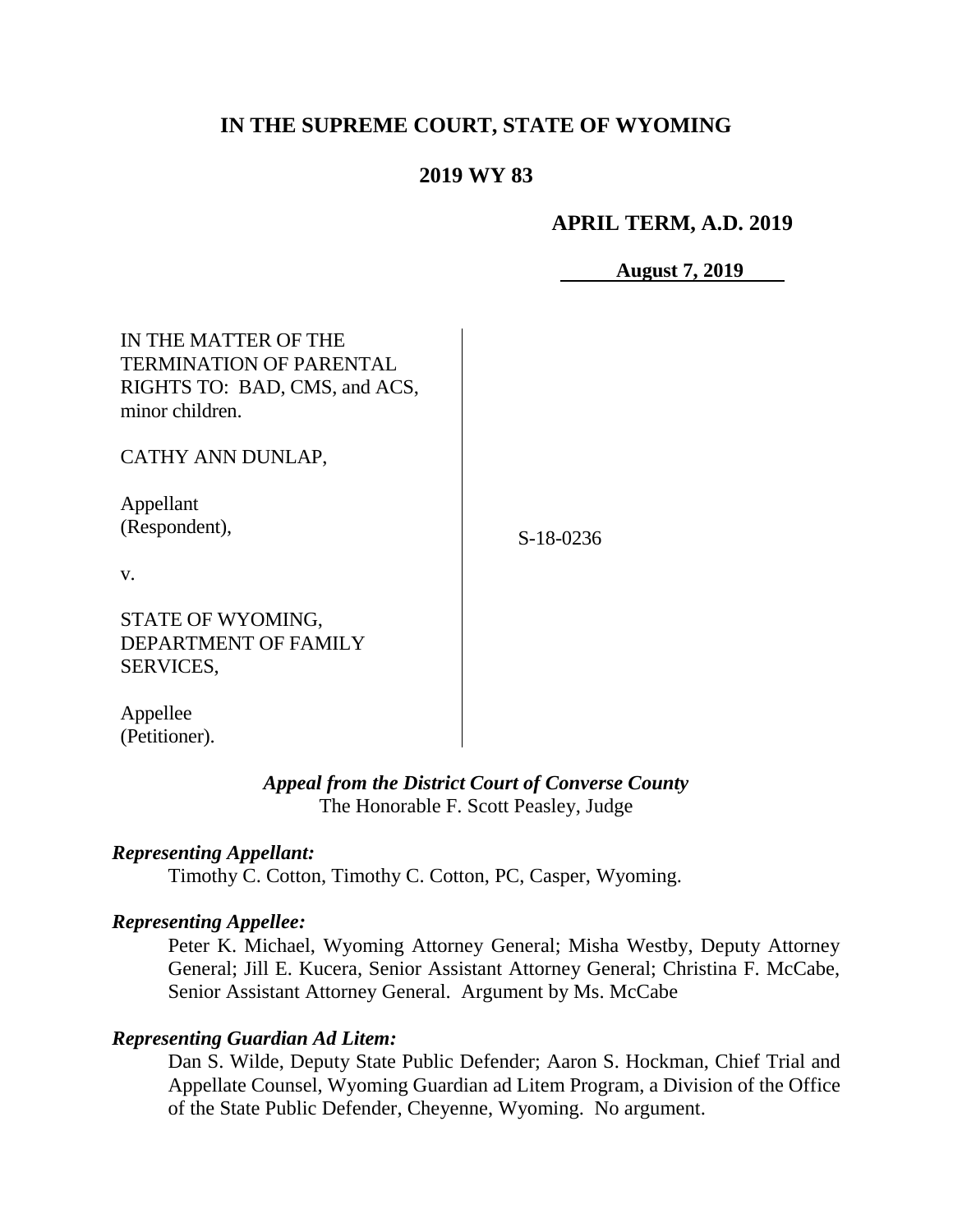# IN THE SUPREME COURT, STATE OF WYOMING

## 2019 WY 83

**APRIL TERM, A.D. 2019**

**August 7, 2019**

IN THE MATTER OF THE TERMINATION OF PARENTAL RIGHTS TO: BAD, CMS, and ACS, minor children.

CATHY ANN DUNLAP,

Appellant
(Respondent),

v.

STATE OF WYOMING, DEPARTMENT OF FAMILY SERVICES,

Appellee
(Petitioner).

S-18-0236

***Appeal from the District Court of Converse County***
The Honorable F. Scott Peasley, Judge

***Representing Appellant:***

Timothy C. Cotton, Timothy C. Cotton, PC, Casper, Wyoming.

***Representing Appellee:***

Peter K. Michael, Wyoming Attorney General; Misha Westby, Deputy Attorney General; Jill E. Kucera, Senior Assistant Attorney General; Christina F. McCabe, Senior Assistant Attorney General. Argument by Ms. McCabe

***Representing Guardian Ad Litem:***

Dan S. Wilde, Deputy State Public Defender; Aaron S. Hockman, Chief Trial and Appellate Counsel, Wyoming Guardian ad Litem Program, a Division of the Office of the State Public Defender, Cheyenne, Wyoming. No argument.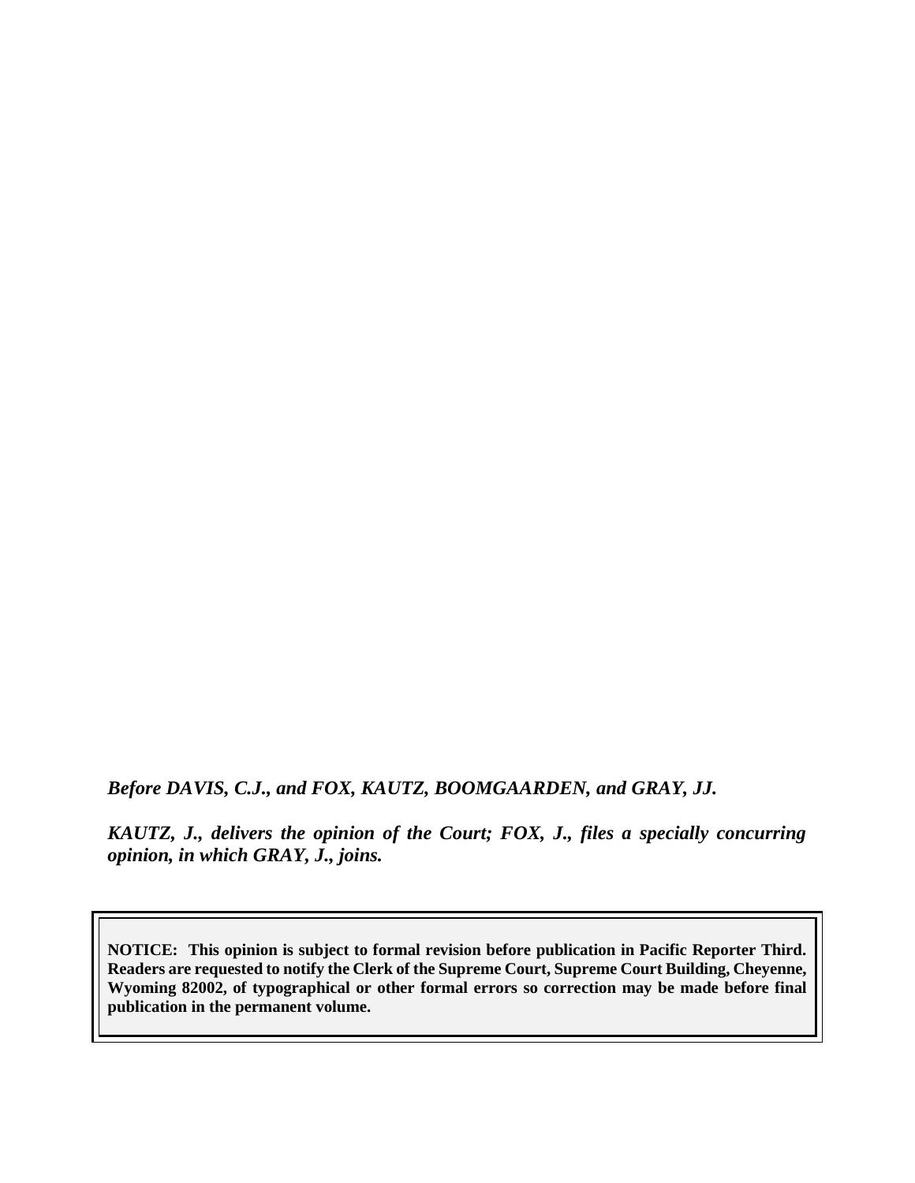*Before DAVIS, C.J., and FOX, KAUTZ, BOOMGAARDEN, and GRAY, JJ.*

*KAUTZ, J., delivers the opinion of the Court; FOX, J., files a specially concurring opinion, in which GRAY, J., joins.*

**NOTICE: This opinion is subject to formal revision before publication in Pacific Reporter Third. Readers are requested to notify the Clerk of the Supreme Court, Supreme Court Building, Cheyenne, Wyoming 82002, of typographical or other formal errors so correction may be made before final publication in the permanent volume.**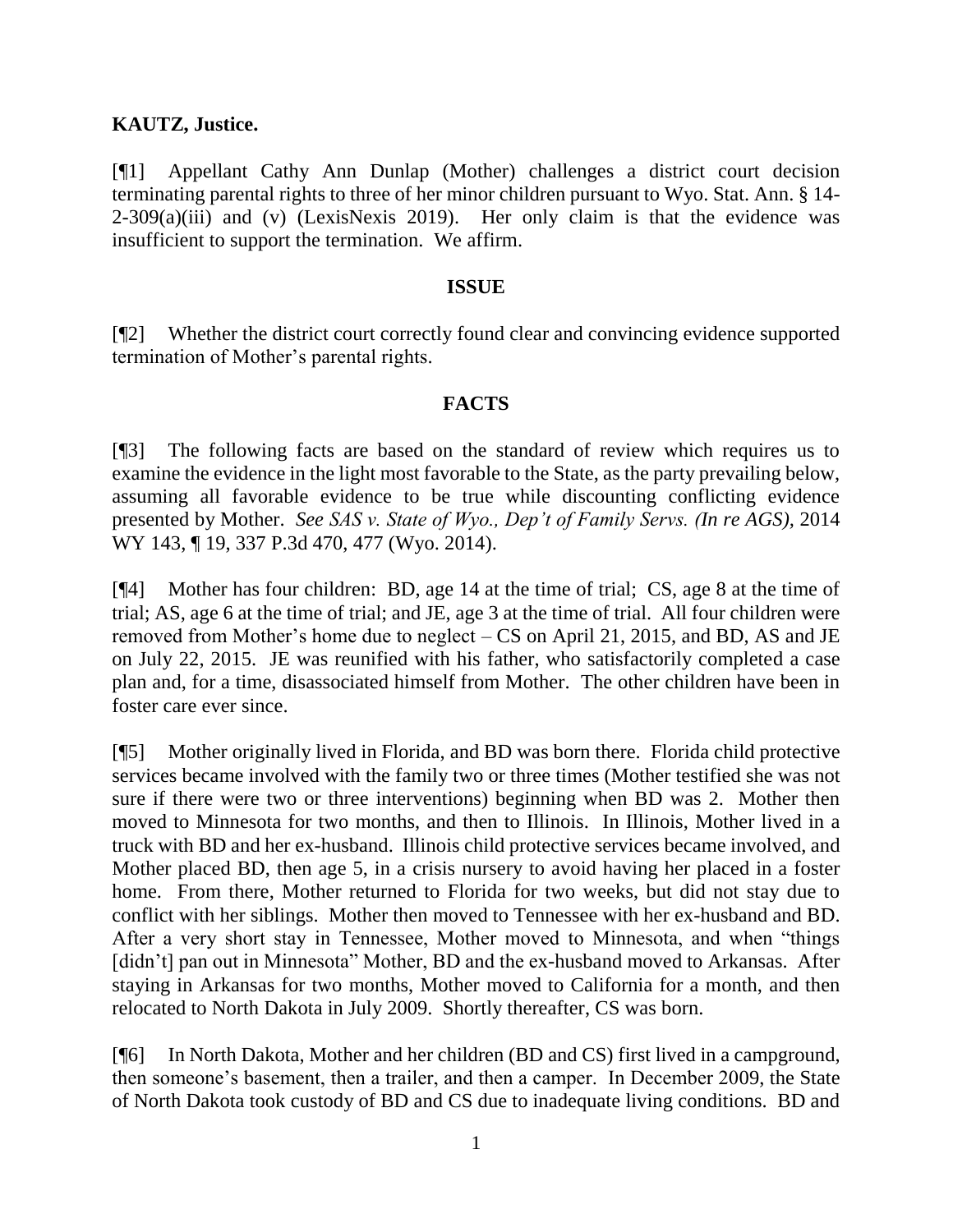**KAUTZ, Justice.**

[¶1] Appellant Cathy Ann Dunlap (Mother) challenges a district court decision terminating parental rights to three of her minor children pursuant to Wyo. Stat. Ann. § 14-2-309(a)(iii) and (v) (LexisNexis 2019). Her only claim is that the evidence was insufficient to support the termination. We affirm.

## ISSUE

[¶2] Whether the district court correctly found clear and convincing evidence supported termination of Mother's parental rights.

## FACTS

[¶3] The following facts are based on the standard of review which requires us to examine the evidence in the light most favorable to the State, as the party prevailing below, assuming all favorable evidence to be true while discounting conflicting evidence presented by Mother. *See SAS v. State of Wyo., Dep't of Family Servs. (In re AGS)*, 2014 WY 143, ¶ 19, 337 P.3d 470, 477 (Wyo. 2014).

[¶4] Mother has four children: BD, age 14 at the time of trial; CS, age 8 at the time of trial; AS, age 6 at the time of trial; and JE, age 3 at the time of trial. All four children were removed from Mother's home due to neglect – CS on April 21, 2015, and BD, AS and JE on July 22, 2015. JE was reunified with his father, who satisfactorily completed a case plan and, for a time, disassociated himself from Mother. The other children have been in foster care ever since.

[¶5] Mother originally lived in Florida, and BD was born there. Florida child protective services became involved with the family two or three times (Mother testified she was not sure if there were two or three interventions) beginning when BD was 2. Mother then moved to Minnesota for two months, and then to Illinois. In Illinois, Mother lived in a truck with BD and her ex-husband. Illinois child protective services became involved, and Mother placed BD, then age 5, in a crisis nursery to avoid having her placed in a foster home. From there, Mother returned to Florida for two weeks, but did not stay due to conflict with her siblings. Mother then moved to Tennessee with her ex-husband and BD. After a very short stay in Tennessee, Mother moved to Minnesota, and when "things [didn't] pan out in Minnesota" Mother, BD and the ex-husband moved to Arkansas. After staying in Arkansas for two months, Mother moved to California for a month, and then relocated to North Dakota in July 2009. Shortly thereafter, CS was born.

[¶6] In North Dakota, Mother and her children (BD and CS) first lived in a campground, then someone's basement, then a trailer, and then a camper. In December 2009, the State of North Dakota took custody of BD and CS due to inadequate living conditions. BD and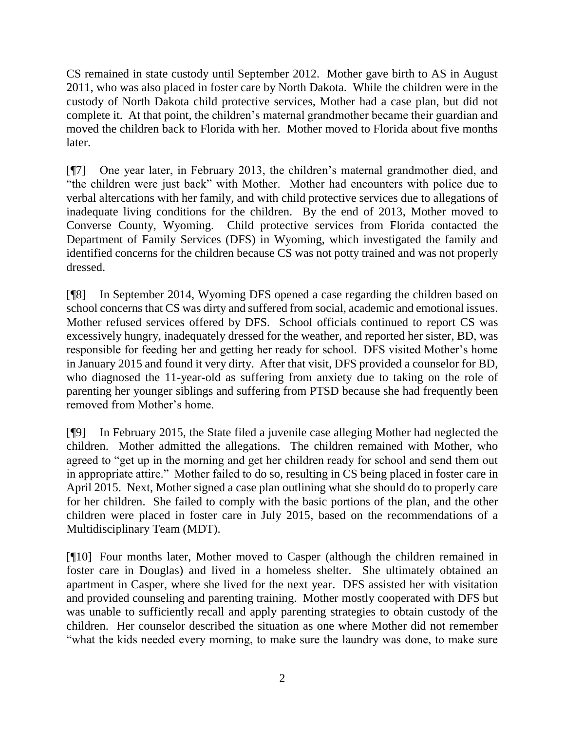CS remained in state custody until September 2012. Mother gave birth to AS in August 2011, who was also placed in foster care by North Dakota. While the children were in the custody of North Dakota child protective services, Mother had a case plan, but did not complete it. At that point, the children's maternal grandmother became their guardian and moved the children back to Florida with her. Mother moved to Florida about five months later.

[¶7] One year later, in February 2013, the children's maternal grandmother died, and "the children were just back" with Mother. Mother had encounters with police due to verbal altercations with her family, and with child protective services due to allegations of inadequate living conditions for the children. By the end of 2013, Mother moved to Converse County, Wyoming. Child protective services from Florida contacted the Department of Family Services (DFS) in Wyoming, which investigated the family and identified concerns for the children because CS was not potty trained and was not properly dressed.

[¶8] In September 2014, Wyoming DFS opened a case regarding the children based on school concerns that CS was dirty and suffered from social, academic and emotional issues. Mother refused services offered by DFS. School officials continued to report CS was excessively hungry, inadequately dressed for the weather, and reported her sister, BD, was responsible for feeding her and getting her ready for school. DFS visited Mother's home in January 2015 and found it very dirty. After that visit, DFS provided a counselor for BD, who diagnosed the 11-year-old as suffering from anxiety due to taking on the role of parenting her younger siblings and suffering from PTSD because she had frequently been removed from Mother's home.

[¶9] In February 2015, the State filed a juvenile case alleging Mother had neglected the children. Mother admitted the allegations. The children remained with Mother, who agreed to "get up in the morning and get her children ready for school and send them out in appropriate attire." Mother failed to do so, resulting in CS being placed in foster care in April 2015. Next, Mother signed a case plan outlining what she should do to properly care for her children. She failed to comply with the basic portions of the plan, and the other children were placed in foster care in July 2015, based on the recommendations of a Multidisciplinary Team (MDT).

[¶10] Four months later, Mother moved to Casper (although the children remained in foster care in Douglas) and lived in a homeless shelter. She ultimately obtained an apartment in Casper, where she lived for the next year. DFS assisted her with visitation and provided counseling and parenting training. Mother mostly cooperated with DFS but was unable to sufficiently recall and apply parenting strategies to obtain custody of the children. Her counselor described the situation as one where Mother did not remember "what the kids needed every morning, to make sure the laundry was done, to make sure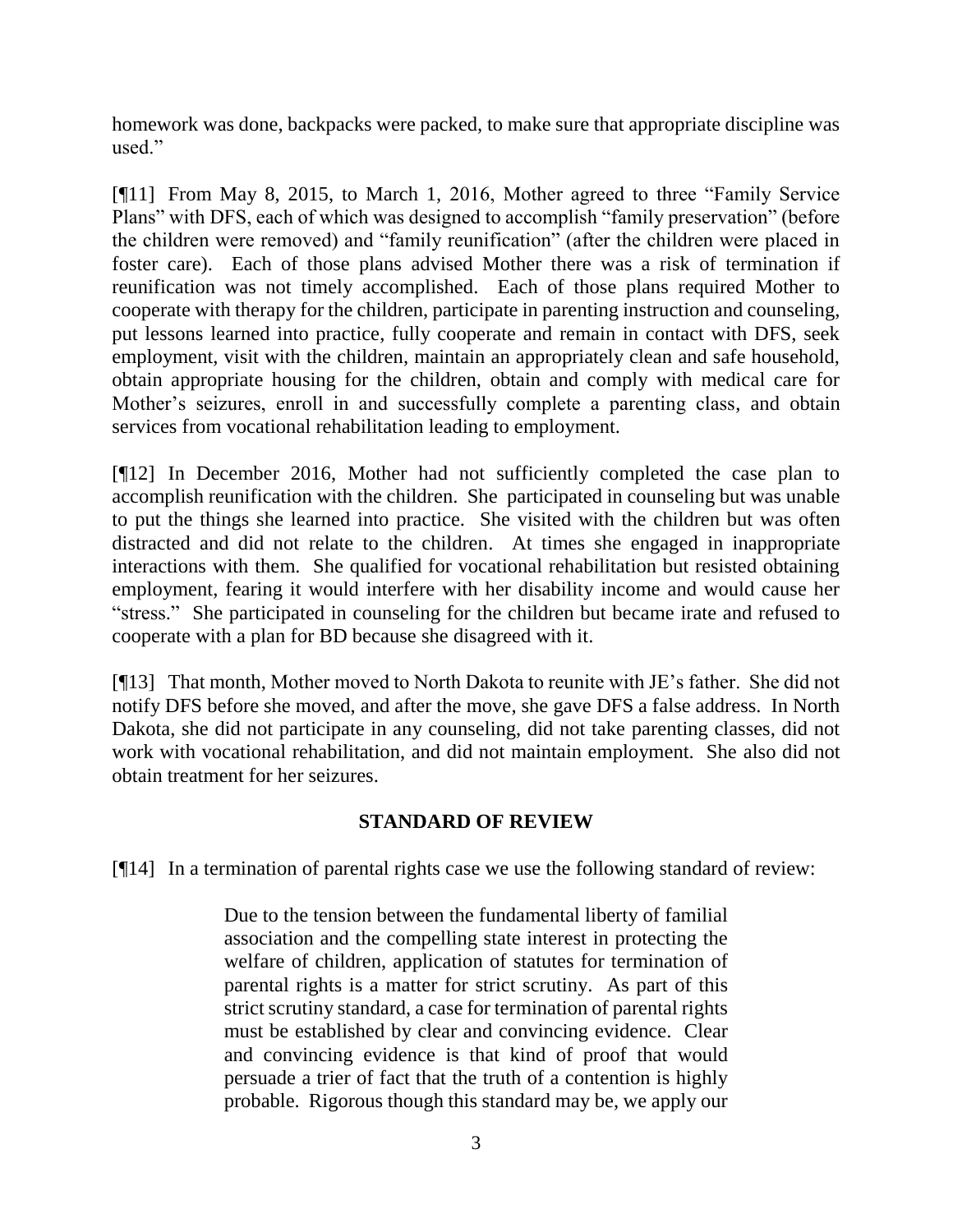homework was done, backpacks were packed, to make sure that appropriate discipline was used."

[¶11] From May 8, 2015, to March 1, 2016, Mother agreed to three "Family Service Plans" with DFS, each of which was designed to accomplish "family preservation" (before the children were removed) and "family reunification" (after the children were placed in foster care). Each of those plans advised Mother there was a risk of termination if reunification was not timely accomplished. Each of those plans required Mother to cooperate with therapy for the children, participate in parenting instruction and counseling, put lessons learned into practice, fully cooperate and remain in contact with DFS, seek employment, visit with the children, maintain an appropriately clean and safe household, obtain appropriate housing for the children, obtain and comply with medical care for Mother's seizures, enroll in and successfully complete a parenting class, and obtain services from vocational rehabilitation leading to employment.

[¶12] In December 2016, Mother had not sufficiently completed the case plan to accomplish reunification with the children. She participated in counseling but was unable to put the things she learned into practice. She visited with the children but was often distracted and did not relate to the children. At times she engaged in inappropriate interactions with them. She qualified for vocational rehabilitation but resisted obtaining employment, fearing it would interfere with her disability income and would cause her "stress." She participated in counseling for the children but became irate and refused to cooperate with a plan for BD because she disagreed with it.

[¶13] That month, Mother moved to North Dakota to reunite with JE's father. She did not notify DFS before she moved, and after the move, she gave DFS a false address. In North Dakota, she did not participate in any counseling, did not take parenting classes, did not work with vocational rehabilitation, and did not maintain employment. She also did not obtain treatment for her seizures.

## STANDARD OF REVIEW

[¶14] In a termination of parental rights case we use the following standard of review:

> Due to the tension between the fundamental liberty of familial association and the compelling state interest in protecting the welfare of children, application of statutes for termination of parental rights is a matter for strict scrutiny. As part of this strict scrutiny standard, a case for termination of parental rights must be established by clear and convincing evidence. Clear and convincing evidence is that kind of proof that would persuade a trier of fact that the truth of a contention is highly probable. Rigorous though this standard may be, we apply our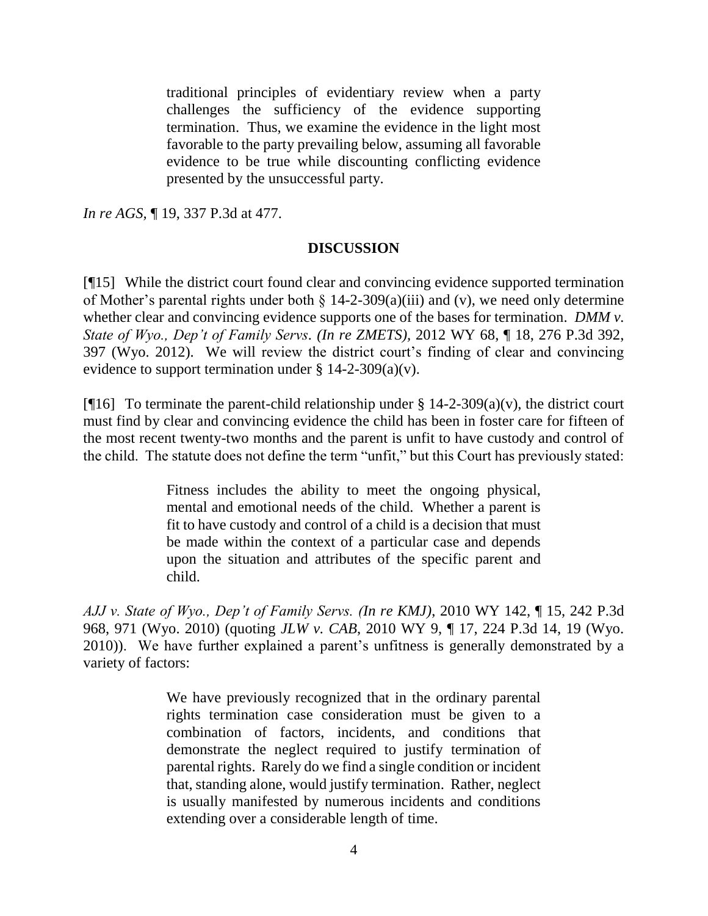> traditional principles of evidentiary review when a party challenges the sufficiency of the evidence supporting termination. Thus, we examine the evidence in the light most favorable to the party prevailing below, assuming all favorable evidence to be true while discounting conflicting evidence presented by the unsuccessful party.

*In re AGS*, ¶ 19, 337 P.3d at 477.

## DISCUSSION

[¶15] While the district court found clear and convincing evidence supported termination of Mother's parental rights under both § 14-2-309(a)(iii) and (v), we need only determine whether clear and convincing evidence supports one of the bases for termination. *DMM v. State of Wyo., Dep't of Family Servs. (In re ZMETS)*, 2012 WY 68, ¶ 18, 276 P.3d 392, 397 (Wyo. 2012). We will review the district court's finding of clear and convincing evidence to support termination under § 14-2-309(a)(v).

[¶16] To terminate the parent-child relationship under § 14-2-309(a)(v), the district court must find by clear and convincing evidence the child has been in foster care for fifteen of the most recent twenty-two months and the parent is unfit to have custody and control of the child. The statute does not define the term "unfit," but this Court has previously stated:

> Fitness includes the ability to meet the ongoing physical, mental and emotional needs of the child. Whether a parent is fit to have custody and control of a child is a decision that must be made within the context of a particular case and depends upon the situation and attributes of the specific parent and child.

*AJJ v. State of Wyo., Dep't of Family Servs. (In re KMJ)*, 2010 WY 142, ¶ 15, 242 P.3d 968, 971 (Wyo. 2010) (quoting *JLW v. CAB*, 2010 WY 9, ¶ 17, 224 P.3d 14, 19 (Wyo. 2010)). We have further explained a parent's unfitness is generally demonstrated by a variety of factors:

> We have previously recognized that in the ordinary parental rights termination case consideration must be given to a combination of factors, incidents, and conditions that demonstrate the neglect required to justify termination of parental rights. Rarely do we find a single condition or incident that, standing alone, would justify termination. Rather, neglect is usually manifested by numerous incidents and conditions extending over a considerable length of time.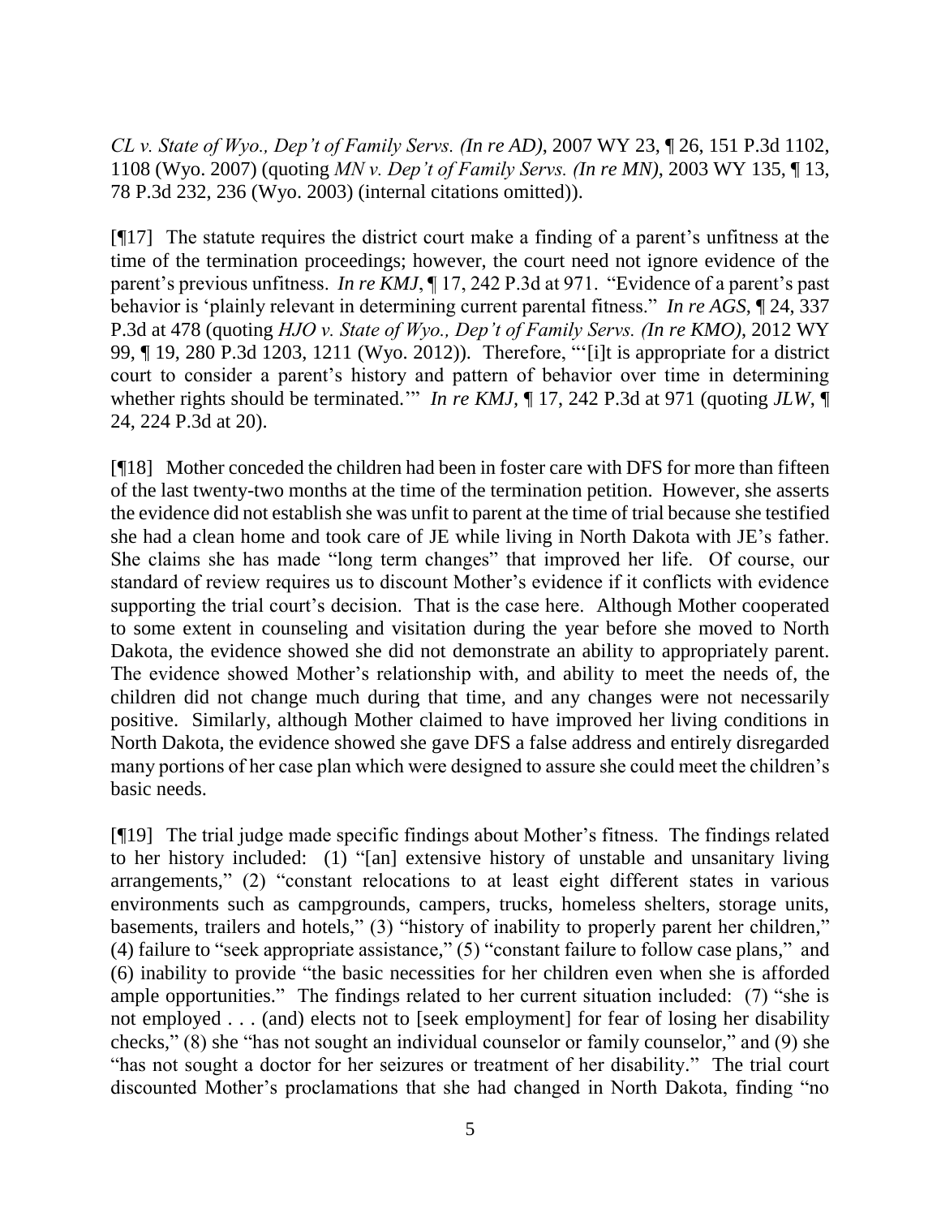*CL v. State of Wyo., Dep't of Family Servs. (In re AD)*, 2007 WY 23, ¶ 26, 151 P.3d 1102, 1108 (Wyo. 2007) (quoting *MN v. Dep't of Family Servs. (In re MN)*, 2003 WY 135, ¶ 13, 78 P.3d 232, 236 (Wyo. 2003) (internal citations omitted)).

[¶17] The statute requires the district court make a finding of a parent's unfitness at the time of the termination proceedings; however, the court need not ignore evidence of the parent's previous unfitness. *In re KMJ*, ¶ 17, 242 P.3d at 971. "Evidence of a parent's past behavior is 'plainly relevant in determining current parental fitness." *In re AGS*, ¶ 24, 337 P.3d at 478 (quoting *HJO v. State of Wyo., Dep't of Family Servs. (In re KMO)*, 2012 WY 99, ¶ 19, 280 P.3d 1203, 1211 (Wyo. 2012)). Therefore, "'[i]t is appropriate for a district court to consider a parent's history and pattern of behavior over time in determining whether rights should be terminated.'" *In re KMJ*, ¶ 17, 242 P.3d at 971 (quoting *JLW*, ¶ 24, 224 P.3d at 20).

[¶18] Mother conceded the children had been in foster care with DFS for more than fifteen of the last twenty-two months at the time of the termination petition. However, she asserts the evidence did not establish she was unfit to parent at the time of trial because she testified she had a clean home and took care of JE while living in North Dakota with JE's father. She claims she has made "long term changes" that improved her life. Of course, our standard of review requires us to discount Mother's evidence if it conflicts with evidence supporting the trial court's decision. That is the case here. Although Mother cooperated to some extent in counseling and visitation during the year before she moved to North Dakota, the evidence showed she did not demonstrate an ability to appropriately parent. The evidence showed Mother's relationship with, and ability to meet the needs of, the children did not change much during that time, and any changes were not necessarily positive. Similarly, although Mother claimed to have improved her living conditions in North Dakota, the evidence showed she gave DFS a false address and entirely disregarded many portions of her case plan which were designed to assure she could meet the children's basic needs.

[¶19] The trial judge made specific findings about Mother's fitness. The findings related to her history included: (1) "[an] extensive history of unstable and unsanitary living arrangements," (2) "constant relocations to at least eight different states in various environments such as campgrounds, campers, trucks, homeless shelters, storage units, basements, trailers and hotels," (3) "history of inability to properly parent her children," (4) failure to "seek appropriate assistance," (5) "constant failure to follow case plans," and (6) inability to provide "the basic necessities for her children even when she is afforded ample opportunities." The findings related to her current situation included: (7) "she is not employed . . . (and) elects not to [seek employment] for fear of losing her disability checks," (8) she "has not sought an individual counselor or family counselor," and (9) she "has not sought a doctor for her seizures or treatment of her disability." The trial court discounted Mother's proclamations that she had changed in North Dakota, finding "no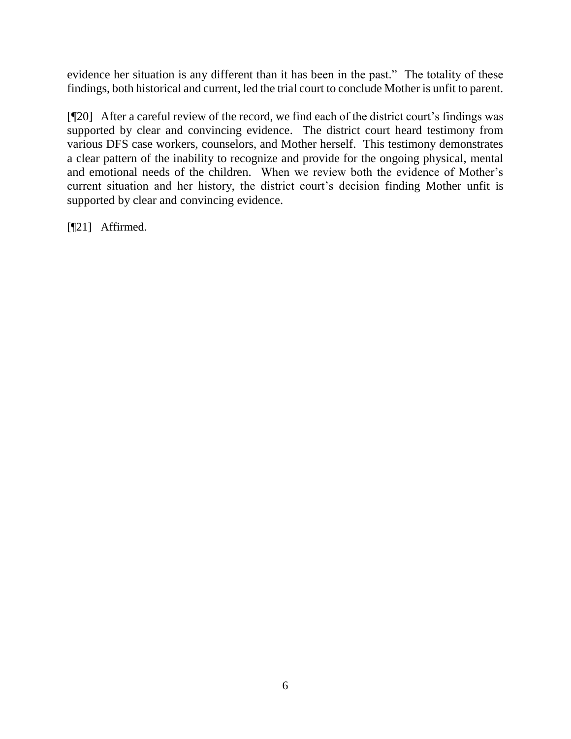evidence her situation is any different than it has been in the past." The totality of these findings, both historical and current, led the trial court to conclude Mother is unfit to parent.

[¶20] After a careful review of the record, we find each of the district court's findings was supported by clear and convincing evidence. The district court heard testimony from various DFS case workers, counselors, and Mother herself. This testimony demonstrates a clear pattern of the inability to recognize and provide for the ongoing physical, mental and emotional needs of the children. When we review both the evidence of Mother's current situation and her history, the district court's decision finding Mother unfit is supported by clear and convincing evidence.

[¶21] Affirmed.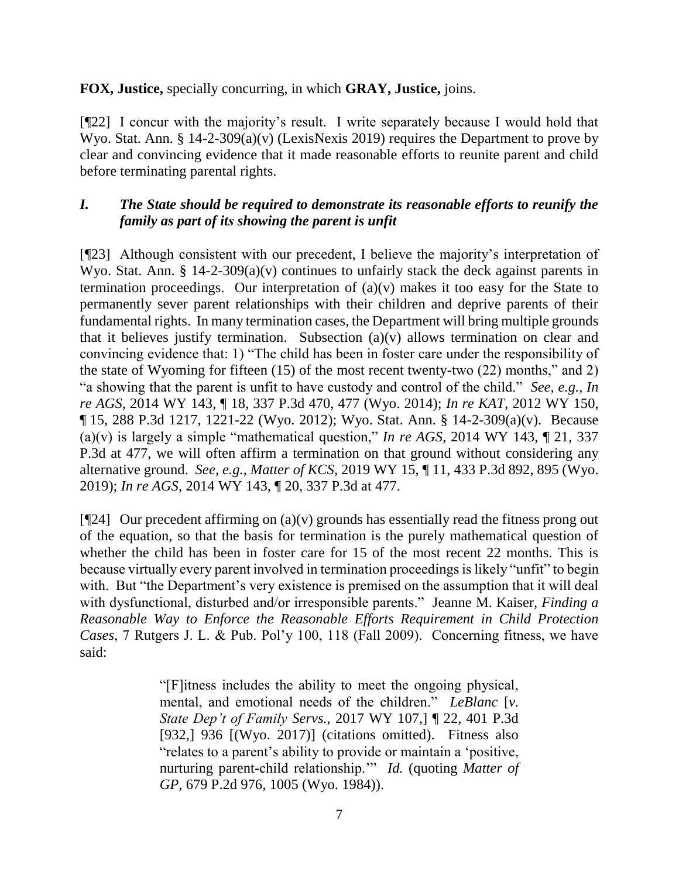**FOX, Justice,** specially concurring, in which **GRAY, Justice,** joins.

[¶22] I concur with the majority's result. I write separately because I would hold that Wyo. Stat. Ann. § 14-2-309(a)(v) (LexisNexis 2019) requires the Department to prove by clear and convincing evidence that it made reasonable efforts to reunite parent and child before terminating parental rights.

### *I. The State should be required to demonstrate its reasonable efforts to reunify the family as part of its showing the parent is unfit*

[¶23] Although consistent with our precedent, I believe the majority's interpretation of Wyo. Stat. Ann. § 14-2-309(a)(v) continues to unfairly stack the deck against parents in termination proceedings. Our interpretation of (a)(v) makes it too easy for the State to permanently sever parent relationships with their children and deprive parents of their fundamental rights. In many termination cases, the Department will bring multiple grounds that it believes justify termination. Subsection (a)(v) allows termination on clear and convincing evidence that: 1) "The child has been in foster care under the responsibility of the state of Wyoming for fifteen (15) of the most recent twenty-two (22) months," and 2) "a showing that the parent is unfit to have custody and control of the child." *See, e.g.*, *In re AGS*, 2014 WY 143, ¶ 18, 337 P.3d 470, 477 (Wyo. 2014); *In re KAT*, 2012 WY 150, ¶ 15, 288 P.3d 1217, 1221-22 (Wyo. 2012); Wyo. Stat. Ann. § 14-2-309(a)(v). Because (a)(v) is largely a simple "mathematical question," *In re AGS*, 2014 WY 143, ¶ 21, 337 P.3d at 477, we will often affirm a termination on that ground without considering any alternative ground. *See, e.g.*, *Matter of KCS*, 2019 WY 15, ¶ 11, 433 P.3d 892, 895 (Wyo. 2019); *In re AGS*, 2014 WY 143, ¶ 20, 337 P.3d at 477.

[¶24] Our precedent affirming on (a)(v) grounds has essentially read the fitness prong out of the equation, so that the basis for termination is the purely mathematical question of whether the child has been in foster care for 15 of the most recent 22 months. This is because virtually every parent involved in termination proceedings is likely "unfit" to begin with. But "the Department's very existence is premised on the assumption that it will deal with dysfunctional, disturbed and/or irresponsible parents." Jeanne M. Kaiser, *Finding a Reasonable Way to Enforce the Reasonable Efforts Requirement in Child Protection Cases*, 7 Rutgers J. L. & Pub. Pol'y 100, 118 (Fall 2009). Concerning fitness, we have said:

> "[F]itness includes the ability to meet the ongoing physical, mental, and emotional needs of the children." *LeBlanc* [*v. State Dep't of Family Servs.*, 2017 WY 107,] ¶ 22, 401 P.3d [932,] 936 [(Wyo. 2017)] (citations omitted). Fitness also "relates to a parent's ability to provide or maintain a 'positive, nurturing parent-child relationship.'" *Id.* (quoting *Matter of GP*, 679 P.2d 976, 1005 (Wyo. 1984)).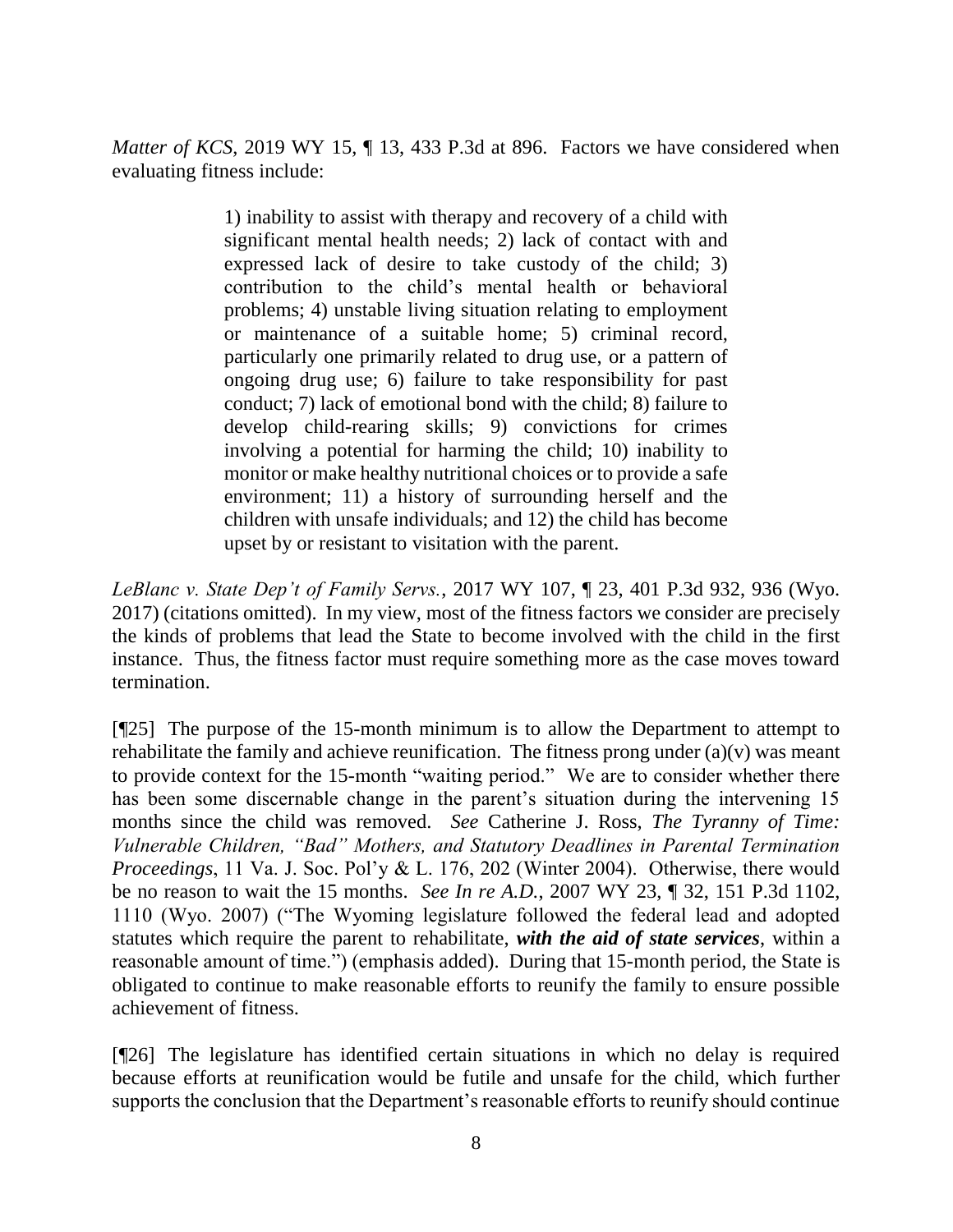*Matter of KCS*, 2019 WY 15, ¶ 13, 433 P.3d at 896. Factors we have considered when evaluating fitness include:

> 1) inability to assist with therapy and recovery of a child with significant mental health needs; 2) lack of contact with and expressed lack of desire to take custody of the child; 3) contribution to the child's mental health or behavioral problems; 4) unstable living situation relating to employment or maintenance of a suitable home; 5) criminal record, particularly one primarily related to drug use, or a pattern of ongoing drug use; 6) failure to take responsibility for past conduct; 7) lack of emotional bond with the child; 8) failure to develop child-rearing skills; 9) convictions for crimes involving a potential for harming the child; 10) inability to monitor or make healthy nutritional choices or to provide a safe environment; 11) a history of surrounding herself and the children with unsafe individuals; and 12) the child has become upset by or resistant to visitation with the parent.

*LeBlanc v. State Dep't of Family Servs.*, 2017 WY 107, ¶ 23, 401 P.3d 932, 936 (Wyo. 2017) (citations omitted). In my view, most of the fitness factors we consider are precisely the kinds of problems that lead the State to become involved with the child in the first instance. Thus, the fitness factor must require something more as the case moves toward termination.

[¶25] The purpose of the 15-month minimum is to allow the Department to attempt to rehabilitate the family and achieve reunification. The fitness prong under (a)(v) was meant to provide context for the 15-month "waiting period." We are to consider whether there has been some discernable change in the parent's situation during the intervening 15 months since the child was removed. *See* Catherine J. Ross, *The Tyranny of Time: Vulnerable Children, "Bad" Mothers, and Statutory Deadlines in Parental Termination Proceedings*, 11 Va. J. Soc. Pol'y & L. 176, 202 (Winter 2004). Otherwise, there would be no reason to wait the 15 months. *See In re A.D.*, 2007 WY 23, ¶ 32, 151 P.3d 1102, 1110 (Wyo. 2007) ("The Wyoming legislature followed the federal lead and adopted statutes which require the parent to rehabilitate, ***with the aid of state services***, within a reasonable amount of time.") (emphasis added). During that 15-month period, the State is obligated to continue to make reasonable efforts to reunify the family to ensure possible achievement of fitness.

[¶26] The legislature has identified certain situations in which no delay is required because efforts at reunification would be futile and unsafe for the child, which further supports the conclusion that the Department's reasonable efforts to reunify should continue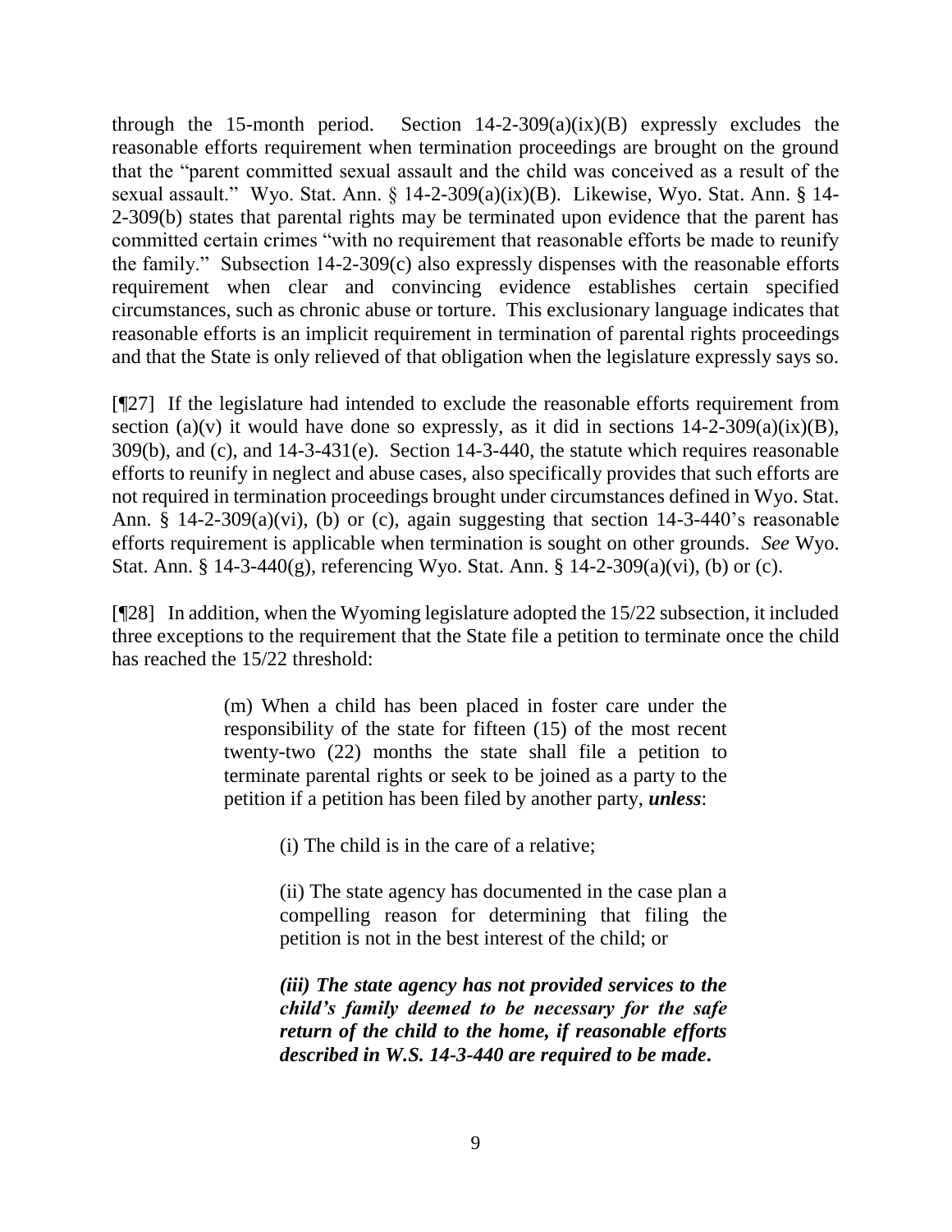through the 15-month period. Section 14-2-309(a)(ix)(B) expressly excludes the reasonable efforts requirement when termination proceedings are brought on the ground that the "parent committed sexual assault and the child was conceived as a result of the sexual assault." Wyo. Stat. Ann. § 14-2-309(a)(ix)(B). Likewise, Wyo. Stat. Ann. § 14-2-309(b) states that parental rights may be terminated upon evidence that the parent has committed certain crimes "with no requirement that reasonable efforts be made to reunify the family." Subsection 14-2-309(c) also expressly dispenses with the reasonable efforts requirement when clear and convincing evidence establishes certain specified circumstances, such as chronic abuse or torture. This exclusionary language indicates that reasonable efforts is an implicit requirement in termination of parental rights proceedings and that the State is only relieved of that obligation when the legislature expressly says so.

[¶27] If the legislature had intended to exclude the reasonable efforts requirement from section (a)(v) it would have done so expressly, as it did in sections 14-2-309(a)(ix)(B), 309(b), and (c), and 14-3-431(e). Section 14-3-440, the statute which requires reasonable efforts to reunify in neglect and abuse cases, also specifically provides that such efforts are not required in termination proceedings brought under circumstances defined in Wyo. Stat. Ann. § 14-2-309(a)(vi), (b) or (c), again suggesting that section 14-3-440's reasonable efforts requirement is applicable when termination is sought on other grounds. *See* Wyo. Stat. Ann. § 14-3-440(g), referencing Wyo. Stat. Ann. § 14-2-309(a)(vi), (b) or (c).

[¶28] In addition, when the Wyoming legislature adopted the 15/22 subsection, it included three exceptions to the requirement that the State file a petition to terminate once the child has reached the 15/22 threshold:

> (m) When a child has been placed in foster care under the responsibility of the state for fifteen (15) of the most recent twenty-two (22) months the state shall file a petition to terminate parental rights or seek to be joined as a party to the petition if a petition has been filed by another party, ***unless***:
>
> > (i) The child is in the care of a relative;
> >
> > (ii) The state agency has documented in the case plan a compelling reason for determining that filing the petition is not in the best interest of the child; or
> >
> > ***(iii) The state agency has not provided services to the child's family deemed to be necessary for the safe return of the child to the home, if reasonable efforts described in W.S. 14-3-440 are required to be made.***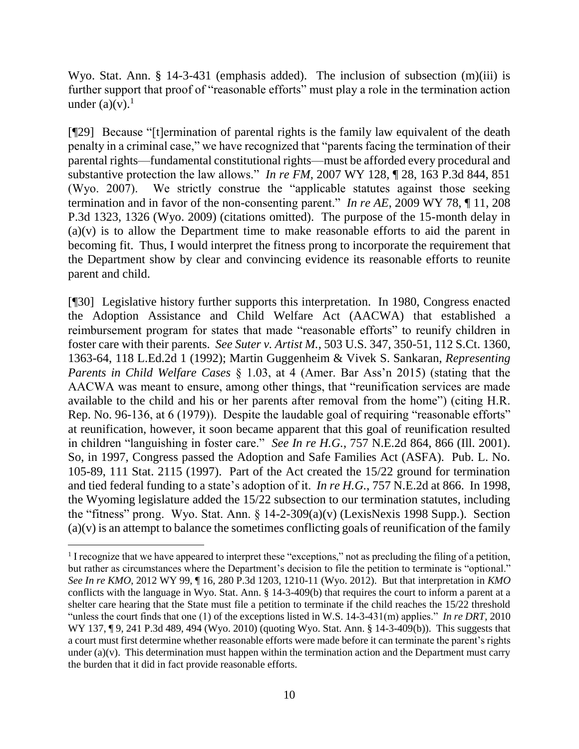Wyo. Stat. Ann. § 14-3-431 (emphasis added). The inclusion of subsection (m)(iii) is further support that proof of "reasonable efforts" must play a role in the termination action under (a)(v).[1]

[¶29] Because "[t]ermination of parental rights is the family law equivalent of the death penalty in a criminal case," we have recognized that "parents facing the termination of their parental rights—fundamental constitutional rights—must be afforded every procedural and substantive protection the law allows." *In re FM*, 2007 WY 128, ¶ 28, 163 P.3d 844, 851 (Wyo. 2007). We strictly construe the "applicable statutes against those seeking termination and in favor of the non-consenting parent." *In re AE*, 2009 WY 78, ¶ 11, 208 P.3d 1323, 1326 (Wyo. 2009) (citations omitted). The purpose of the 15-month delay in (a)(v) is to allow the Department time to make reasonable efforts to aid the parent in becoming fit. Thus, I would interpret the fitness prong to incorporate the requirement that the Department show by clear and convincing evidence its reasonable efforts to reunite parent and child.

[¶30] Legislative history further supports this interpretation. In 1980, Congress enacted the Adoption Assistance and Child Welfare Act (AACWA) that established a reimbursement program for states that made "reasonable efforts" to reunify children in foster care with their parents. *See Suter v. Artist M.*, 503 U.S. 347, 350-51, 112 S.Ct. 1360, 1363-64, 118 L.Ed.2d 1 (1992); Martin Guggenheim & Vivek S. Sankaran, *Representing Parents in Child Welfare Cases* § 1.03, at 4 (Amer. Bar Ass'n 2015) (stating that the AACWA was meant to ensure, among other things, that "reunification services are made available to the child and his or her parents after removal from the home") (citing H.R. Rep. No. 96-136, at 6 (1979)). Despite the laudable goal of requiring "reasonable efforts" at reunification, however, it soon became apparent that this goal of reunification resulted in children "languishing in foster care." *See In re H.G.*, 757 N.E.2d 864, 866 (Ill. 2001). So, in 1997, Congress passed the Adoption and Safe Families Act (ASFA). Pub. L. No. 105-89, 111 Stat. 2115 (1997). Part of the Act created the 15/22 ground for termination and tied federal funding to a state's adoption of it. *In re H.G.*, 757 N.E.2d at 866. In 1998, the Wyoming legislature added the 15/22 subsection to our termination statutes, including the "fitness" prong. Wyo. Stat. Ann. § 14-2-309(a)(v) (LexisNexis 1998 Supp.). Section (a)(v) is an attempt to balance the sometimes conflicting goals of reunification of the family

---

[1] I recognize that we have appeared to interpret these "exceptions," not as precluding the filing of a petition, but rather as circumstances where the Department's decision to file the petition to terminate is "optional." *See In re KMO*, 2012 WY 99, ¶ 16, 280 P.3d 1203, 1210-11 (Wyo. 2012). But that interpretation in *KMO* conflicts with the language in Wyo. Stat. Ann. § 14-3-409(b) that requires the court to inform a parent at a shelter care hearing that the State must file a petition to terminate if the child reaches the 15/22 threshold "unless the court finds that one (1) of the exceptions listed in W.S. 14-3-431(m) applies." *In re DRT*, 2010 WY 137, ¶ 9, 241 P.3d 489, 494 (Wyo. 2010) (quoting Wyo. Stat. Ann. § 14-3-409(b)). This suggests that a court must first determine whether reasonable efforts were made before it can terminate the parent's rights under (a)(v). This determination must happen within the termination action and the Department must carry the burden that it did in fact provide reasonable efforts.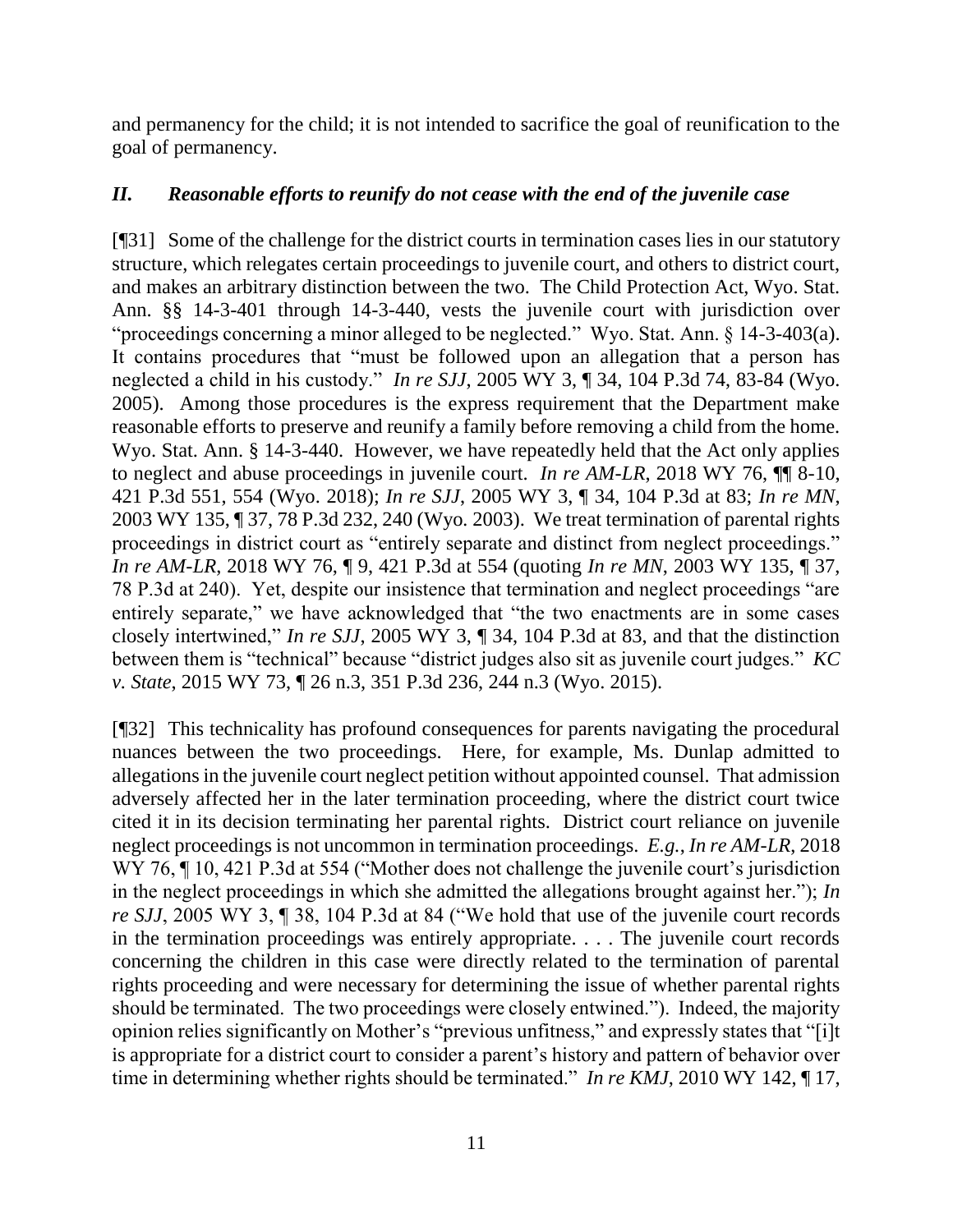and permanency for the child; it is not intended to sacrifice the goal of reunification to the goal of permanency.

## *II. Reasonable efforts to reunify do not cease with the end of the juvenile case*

[¶31] Some of the challenge for the district courts in termination cases lies in our statutory structure, which relegates certain proceedings to juvenile court, and others to district court, and makes an arbitrary distinction between the two. The Child Protection Act, Wyo. Stat. Ann. §§ 14-3-401 through 14-3-440, vests the juvenile court with jurisdiction over "proceedings concerning a minor alleged to be neglected." Wyo. Stat. Ann. § 14-3-403(a). It contains procedures that "must be followed upon an allegation that a person has neglected a child in his custody." *In re SJJ*, 2005 WY 3, ¶ 34, 104 P.3d 74, 83-84 (Wyo. 2005). Among those procedures is the express requirement that the Department make reasonable efforts to preserve and reunify a family before removing a child from the home. Wyo. Stat. Ann. § 14-3-440. However, we have repeatedly held that the Act only applies to neglect and abuse proceedings in juvenile court. *In re AM-LR*, 2018 WY 76, ¶¶ 8-10, 421 P.3d 551, 554 (Wyo. 2018); *In re SJJ*, 2005 WY 3, ¶ 34, 104 P.3d at 83; *In re MN*, 2003 WY 135, ¶ 37, 78 P.3d 232, 240 (Wyo. 2003). We treat termination of parental rights proceedings in district court as "entirely separate and distinct from neglect proceedings." *In re AM-LR*, 2018 WY 76, ¶ 9, 421 P.3d at 554 (quoting *In re MN*, 2003 WY 135, ¶ 37, 78 P.3d at 240). Yet, despite our insistence that termination and neglect proceedings "are entirely separate," we have acknowledged that "the two enactments are in some cases closely intertwined," *In re SJJ*, 2005 WY 3, ¶ 34, 104 P.3d at 83, and that the distinction between them is "technical" because "district judges also sit as juvenile court judges." *KC v. State*, 2015 WY 73, ¶ 26 n.3, 351 P.3d 236, 244 n.3 (Wyo. 2015).

[¶32] This technicality has profound consequences for parents navigating the procedural nuances between the two proceedings. Here, for example, Ms. Dunlap admitted to allegations in the juvenile court neglect petition without appointed counsel. That admission adversely affected her in the later termination proceeding, where the district court twice cited it in its decision terminating her parental rights. District court reliance on juvenile neglect proceedings is not uncommon in termination proceedings. *E.g.*, *In re AM-LR*, 2018 WY 76, ¶ 10, 421 P.3d at 554 ("Mother does not challenge the juvenile court's jurisdiction in the neglect proceedings in which she admitted the allegations brought against her."); *In re SJJ*, 2005 WY 3, ¶ 38, 104 P.3d at 84 ("We hold that use of the juvenile court records in the termination proceedings was entirely appropriate. . . . The juvenile court records concerning the children in this case were directly related to the termination of parental rights proceeding and were necessary for determining the issue of whether parental rights should be terminated. The two proceedings were closely entwined."). Indeed, the majority opinion relies significantly on Mother's "previous unfitness," and expressly states that "[i]t is appropriate for a district court to consider a parent's history and pattern of behavior over time in determining whether rights should be terminated." *In re KMJ*, 2010 WY 142, ¶ 17,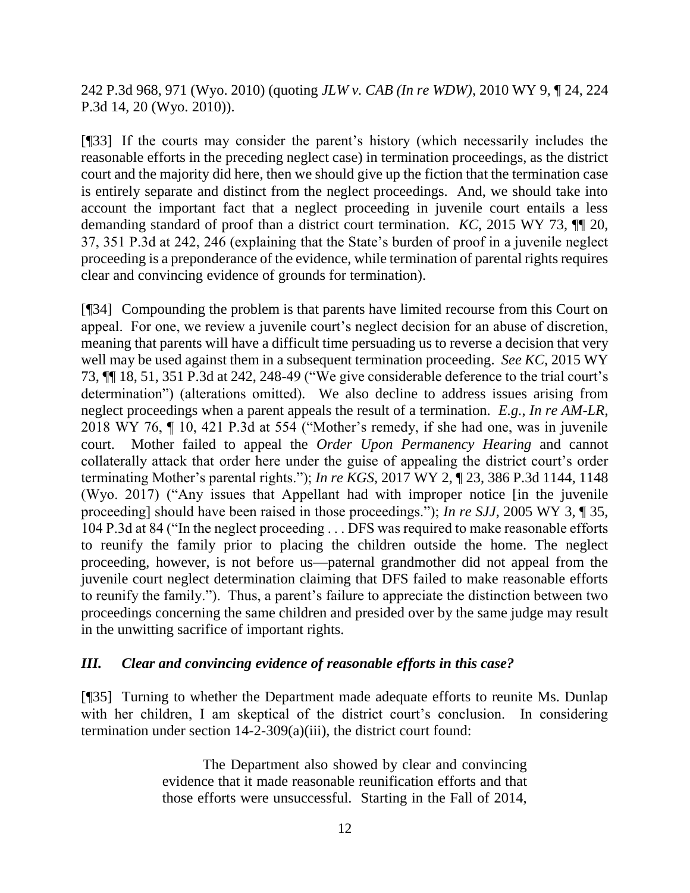242 P.3d 968, 971 (Wyo. 2010) (quoting *JLW v. CAB (In re WDW)*, 2010 WY 9, ¶ 24, 224 P.3d 14, 20 (Wyo. 2010)).

[¶33] If the courts may consider the parent's history (which necessarily includes the reasonable efforts in the preceding neglect case) in termination proceedings, as the district court and the majority did here, then we should give up the fiction that the termination case is entirely separate and distinct from the neglect proceedings. And, we should take into account the important fact that a neglect proceeding in juvenile court entails a less demanding standard of proof than a district court termination. *KC*, 2015 WY 73, ¶¶ 20, 37, 351 P.3d at 242, 246 (explaining that the State's burden of proof in a juvenile neglect proceeding is a preponderance of the evidence, while termination of parental rights requires clear and convincing evidence of grounds for termination).

[¶34] Compounding the problem is that parents have limited recourse from this Court on appeal. For one, we review a juvenile court's neglect decision for an abuse of discretion, meaning that parents will have a difficult time persuading us to reverse a decision that very well may be used against them in a subsequent termination proceeding. *See KC*, 2015 WY 73, ¶¶ 18, 51, 351 P.3d at 242, 248-49 ("We give considerable deference to the trial court's determination") (alterations omitted). We also decline to address issues arising from neglect proceedings when a parent appeals the result of a termination. *E.g.*, *In re AM-LR*, 2018 WY 76, ¶ 10, 421 P.3d at 554 ("Mother's remedy, if she had one, was in juvenile court. Mother failed to appeal the *Order Upon Permanency Hearing* and cannot collaterally attack that order here under the guise of appealing the district court's order terminating Mother's parental rights."); *In re KGS*, 2017 WY 2, ¶ 23, 386 P.3d 1144, 1148 (Wyo. 2017) ("Any issues that Appellant had with improper notice [in the juvenile proceeding] should have been raised in those proceedings."); *In re SJJ*, 2005 WY 3, ¶ 35, 104 P.3d at 84 ("In the neglect proceeding . . . DFS was required to make reasonable efforts to reunify the family prior to placing the children outside the home. The neglect proceeding, however, is not before us—paternal grandmother did not appeal from the juvenile court neglect determination claiming that DFS failed to make reasonable efforts to reunify the family."). Thus, a parent's failure to appreciate the distinction between two proceedings concerning the same children and presided over by the same judge may result in the unwitting sacrifice of important rights.

### *III. Clear and convincing evidence of reasonable efforts in this case?*

[¶35] Turning to whether the Department made adequate efforts to reunite Ms. Dunlap with her children, I am skeptical of the district court's conclusion. In considering termination under section 14-2-309(a)(iii), the district court found:

> The Department also showed by clear and convincing evidence that it made reasonable reunification efforts and that those efforts were unsuccessful. Starting in the Fall of 2014,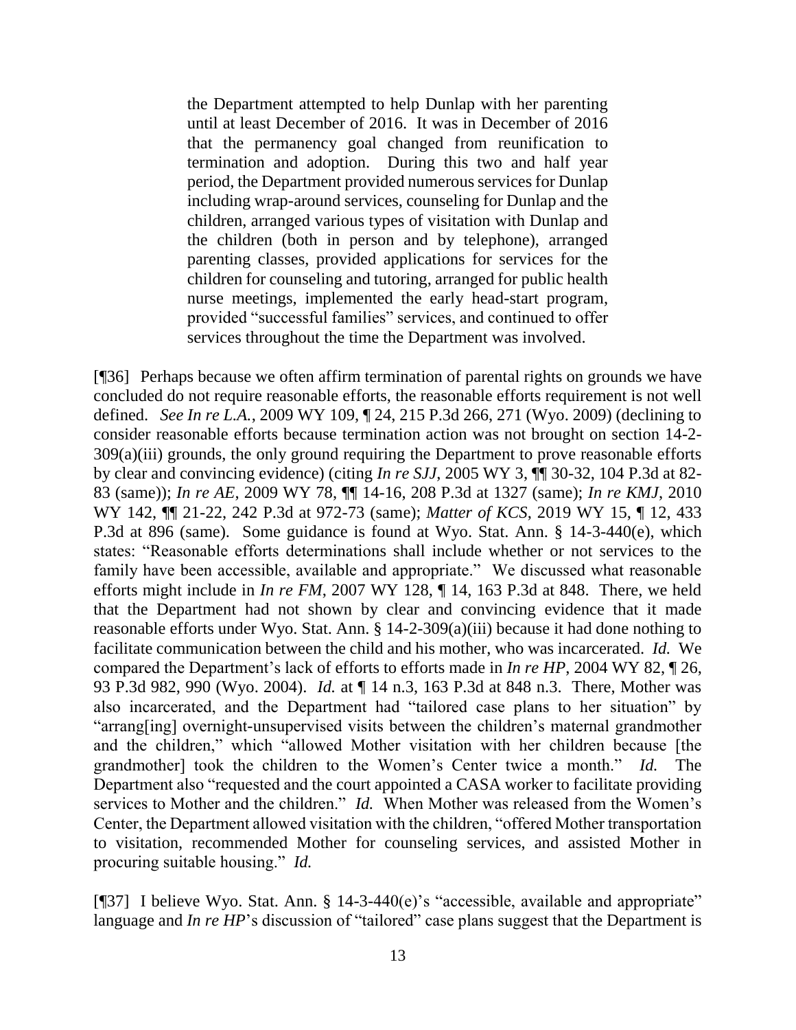> the Department attempted to help Dunlap with her parenting until at least December of 2016. It was in December of 2016 that the permanency goal changed from reunification to termination and adoption. During this two and half year period, the Department provided numerous services for Dunlap including wrap-around services, counseling for Dunlap and the children, arranged various types of visitation with Dunlap and the children (both in person and by telephone), arranged parenting classes, provided applications for services for the children for counseling and tutoring, arranged for public health nurse meetings, implemented the early head-start program, provided "successful families" services, and continued to offer services throughout the time the Department was involved.

[¶36] Perhaps because we often affirm termination of parental rights on grounds we have concluded do not require reasonable efforts, the reasonable efforts requirement is not well defined. *See In re L.A.*, 2009 WY 109, ¶ 24, 215 P.3d 266, 271 (Wyo. 2009) (declining to consider reasonable efforts because termination action was not brought on section 14-2-309(a)(iii) grounds, the only ground requiring the Department to prove reasonable efforts by clear and convincing evidence) (citing *In re SJJ*, 2005 WY 3, ¶¶ 30-32, 104 P.3d at 82-83 (same)); *In re AE*, 2009 WY 78, ¶¶ 14-16, 208 P.3d at 1327 (same); *In re KMJ*, 2010 WY 142, ¶¶ 21-22, 242 P.3d at 972-73 (same); *Matter of KCS*, 2019 WY 15, ¶ 12, 433 P.3d at 896 (same). Some guidance is found at Wyo. Stat. Ann. § 14-3-440(e), which states: "Reasonable efforts determinations shall include whether or not services to the family have been accessible, available and appropriate." We discussed what reasonable efforts might include in *In re FM*, 2007 WY 128, ¶ 14, 163 P.3d at 848. There, we held that the Department had not shown by clear and convincing evidence that it made reasonable efforts under Wyo. Stat. Ann. § 14-2-309(a)(iii) because it had done nothing to facilitate communication between the child and his mother, who was incarcerated. *Id.* We compared the Department's lack of efforts to efforts made in *In re HP*, 2004 WY 82, ¶ 26, 93 P.3d 982, 990 (Wyo. 2004). *Id.* at ¶ 14 n.3, 163 P.3d at 848 n.3. There, Mother was also incarcerated, and the Department had "tailored case plans to her situation" by "arrang[ing] overnight-unsupervised visits between the children's maternal grandmother and the children," which "allowed Mother visitation with her children because [the grandmother] took the children to the Women's Center twice a month." *Id.* The Department also "requested and the court appointed a CASA worker to facilitate providing services to Mother and the children." *Id.* When Mother was released from the Women's Center, the Department allowed visitation with the children, "offered Mother transportation to visitation, recommended Mother for counseling services, and assisted Mother in procuring suitable housing." *Id.*

[¶37] I believe Wyo. Stat. Ann. § 14-3-440(e)'s "accessible, available and appropriate" language and *In re HP*'s discussion of "tailored" case plans suggest that the Department is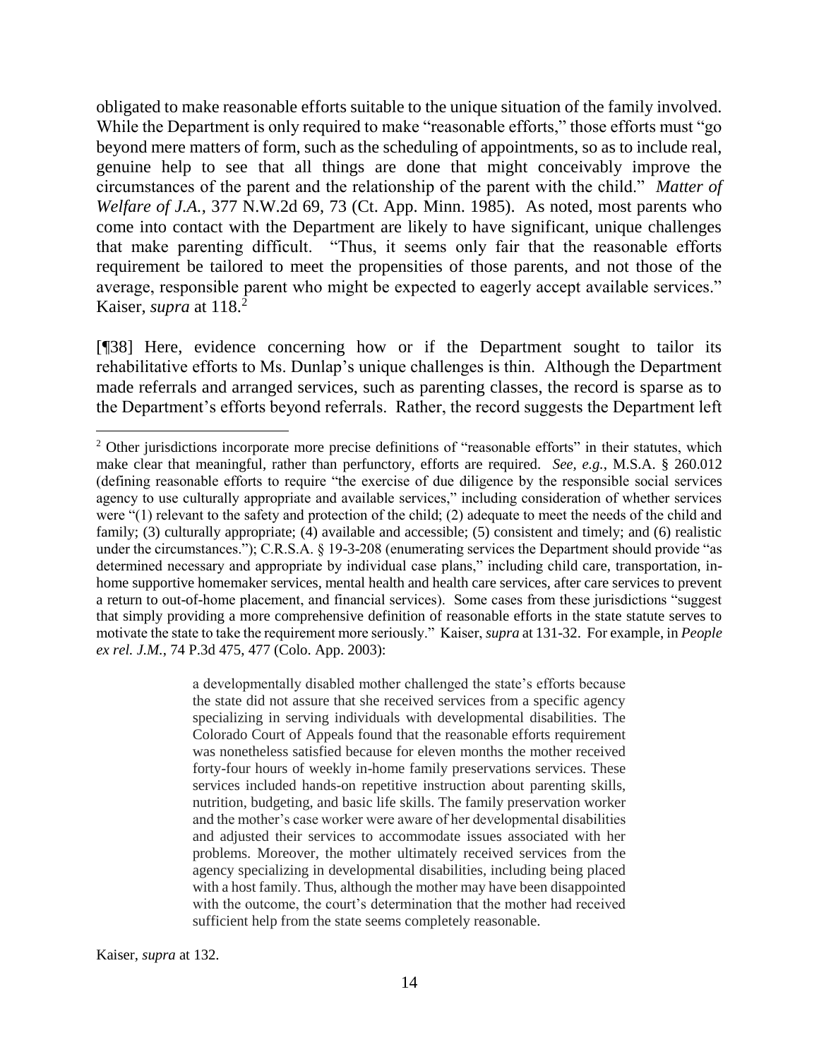obligated to make reasonable efforts suitable to the unique situation of the family involved. While the Department is only required to make "reasonable efforts," those efforts must "go beyond mere matters of form, such as the scheduling of appointments, so as to include real, genuine help to see that all things are done that might conceivably improve the circumstances of the parent and the relationship of the parent with the child." *Matter of Welfare of J.A.*, 377 N.W.2d 69, 73 (Ct. App. Minn. 1985). As noted, most parents who come into contact with the Department are likely to have significant, unique challenges that make parenting difficult. "Thus, it seems only fair that the reasonable efforts requirement be tailored to meet the propensities of those parents, and not those of the average, responsible parent who might be expected to eagerly accept available services." Kaiser, *supra* at 118.[2]

[¶38] Here, evidence concerning how or if the Department sought to tailor its rehabilitative efforts to Ms. Dunlap's unique challenges is thin. Although the Department made referrals and arranged services, such as parenting classes, the record is sparse as to the Department's efforts beyond referrals. Rather, the record suggests the Department left

---

[2] Other jurisdictions incorporate more precise definitions of "reasonable efforts" in their statutes, which make clear that meaningful, rather than perfunctory, efforts are required. *See, e.g.*, M.S.A. § 260.012 (defining reasonable efforts to require "the exercise of due diligence by the responsible social services agency to use culturally appropriate and available services," including consideration of whether services were "(1) relevant to the safety and protection of the child; (2) adequate to meet the needs of the child and family; (3) culturally appropriate; (4) available and accessible; (5) consistent and timely; and (6) realistic under the circumstances."); C.R.S.A. § 19-3-208 (enumerating services the Department should provide "as determined necessary and appropriate by individual case plans," including child care, transportation, in-home supportive homemaker services, mental health and health care services, after care services to prevent a return to out-of-home placement, and financial services). Some cases from these jurisdictions "suggest that simply providing a more comprehensive definition of reasonable efforts in the state statute serves to motivate the state to take the requirement more seriously." Kaiser, *supra* at 131-32. For example, in *People ex rel. J.M.*, 74 P.3d 475, 477 (Colo. App. 2003):

> a developmentally disabled mother challenged the state's efforts because the state did not assure that she received services from a specific agency specializing in serving individuals with developmental disabilities. The Colorado Court of Appeals found that the reasonable efforts requirement was nonetheless satisfied because for eleven months the mother received forty-four hours of weekly in-home family preservations services. These services included hands-on repetitive instruction about parenting skills, nutrition, budgeting, and basic life skills. The family preservation worker and the mother's case worker were aware of her developmental disabilities and adjusted their services to accommodate issues associated with her problems. Moreover, the mother ultimately received services from the agency specializing in developmental disabilities, including being placed with a host family. Thus, although the mother may have been disappointed with the outcome, the court's determination that the mother had received sufficient help from the state seems completely reasonable.

Kaiser, *supra* at 132.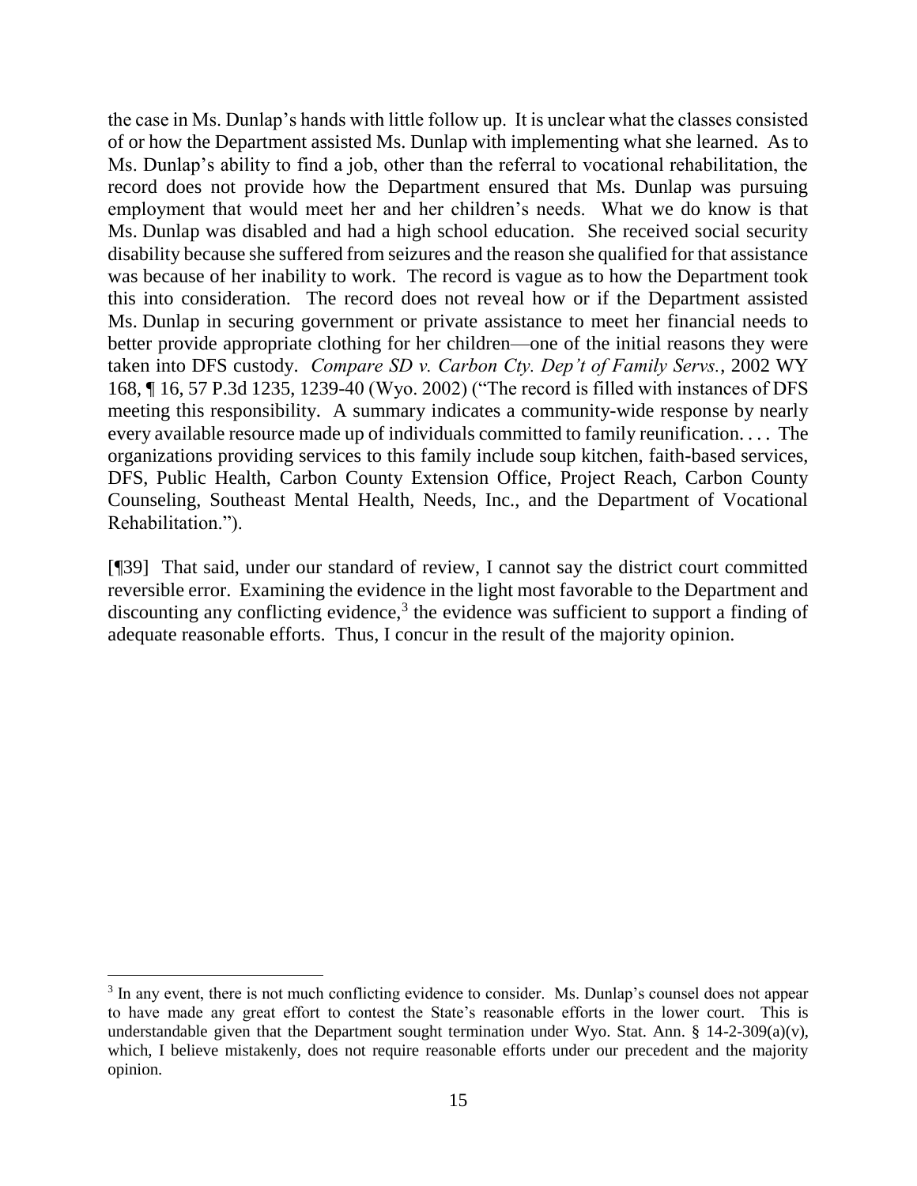the case in Ms. Dunlap's hands with little follow up. It is unclear what the classes consisted of or how the Department assisted Ms. Dunlap with implementing what she learned. As to Ms. Dunlap's ability to find a job, other than the referral to vocational rehabilitation, the record does not provide how the Department ensured that Ms. Dunlap was pursuing employment that would meet her and her children's needs. What we do know is that Ms. Dunlap was disabled and had a high school education. She received social security disability because she suffered from seizures and the reason she qualified for that assistance was because of her inability to work. The record is vague as to how the Department took this into consideration. The record does not reveal how or if the Department assisted Ms. Dunlap in securing government or private assistance to meet her financial needs to better provide appropriate clothing for her children—one of the initial reasons they were taken into DFS custody. *Compare SD v. Carbon Cty. Dep't of Family Servs.*, 2002 WY 168, ¶ 16, 57 P.3d 1235, 1239-40 (Wyo. 2002) ("The record is filled with instances of DFS meeting this responsibility. A summary indicates a community-wide response by nearly every available resource made up of individuals committed to family reunification. . . . The organizations providing services to this family include soup kitchen, faith-based services, DFS, Public Health, Carbon County Extension Office, Project Reach, Carbon County Counseling, Southeast Mental Health, Needs, Inc., and the Department of Vocational Rehabilitation.").

[¶39] That said, under our standard of review, I cannot say the district court committed reversible error. Examining the evidence in the light most favorable to the Department and discounting any conflicting evidence,[3] the evidence was sufficient to support a finding of adequate reasonable efforts. Thus, I concur in the result of the majority opinion.

---

[3] In any event, there is not much conflicting evidence to consider. Ms. Dunlap's counsel does not appear to have made any great effort to contest the State's reasonable efforts in the lower court. This is understandable given that the Department sought termination under Wyo. Stat. Ann. § 14-2-309(a)(v), which, I believe mistakenly, does not require reasonable efforts under our precedent and the majority opinion.